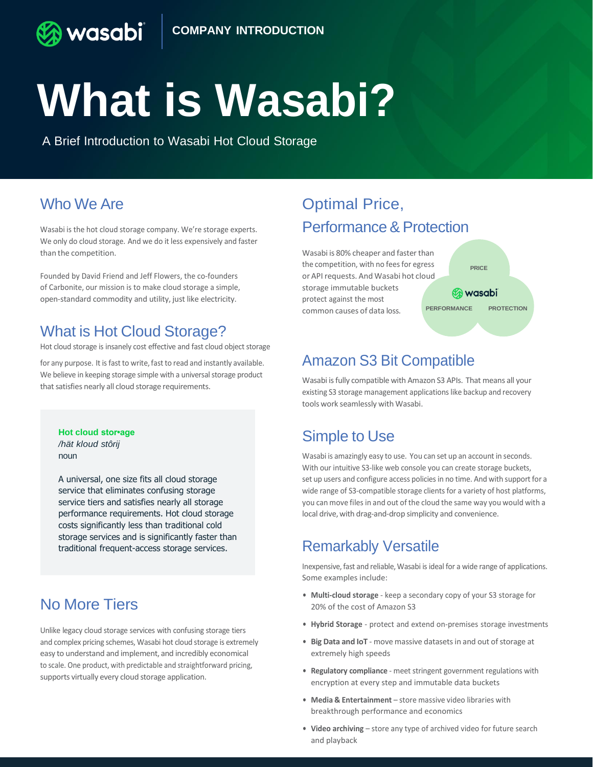COMPANY INTRODUCTION

# What is Wasabi?

A Brief Introduction to Wasabi Hot Cloud Storage

## Who We Are

Wasabi is the hot cloud storage company. We're storage experts. We only do cloud storage. And we do it less expensively and faster than the competition.

Founded by David Friend and Jeff Flowers, the co-founders of Carbonite, our mission is to make cloud storage a simple, open-standard commodity and utility, just like electricity.

## What is Hot Cloud Storage?

Hot cloud storage is insanely cost effective and fast cloud object storage for any purpose. It is fast to write, fast to read and instantly available. We believe in keeping storage simple with a universal storage product that satisfies nearly all cloud storage requirements.

> **Hot cloud stor•age**
> */hät kloud stôrij*
> noun
>
> A universal, one size fits all cloud storage service that eliminates confusing storage service tiers and satisfies nearly all storage performance requirements. Hot cloud storage costs significantly less than traditional cold storage services and is significantly faster than traditional frequent-access storage services.

## No More Tiers

Unlike legacy cloud storage services with confusing storage tiers and complex pricing schemes, Wasabi hot cloud storage is extremely easy to understand and implement, and incredibly economical to scale. One product, with predictable and straightforward pricing, supports virtually every cloud storage application.

## Optimal Price, Performance & Protection

Wasabi is 80% cheaper and faster than the competition, with no fees for egress or API requests. And Wasabi hot cloud storage immutable buckets protect against the most common causes of data loss.

PRICE · PERFORMANCE · PROTECTION

## Amazon S3 Bit Compatible

Wasabi is fully compatible with Amazon S3 APIs. That means all your existing S3 storage management applications like backup and recovery tools work seamlessly with Wasabi.

## Simple to Use

Wasabi is amazingly easy to use. You can set up an account in seconds. With our intuitive S3-like web console you can create storage buckets, set up users and configure access policies in no time. And with support for a wide range of S3-compatible storage clients for a variety of host platforms, you can move files in and out of the cloud the same way you would with a local drive, with drag-and-drop simplicity and convenience.

## Remarkably Versatile

Inexpensive, fast and reliable, Wasabi is ideal for a wide range of applications. Some examples include:

- **Multi-cloud storage** - keep a secondary copy of your S3 storage for 20% of the cost of Amazon S3
- **Hybrid Storage** - protect and extend on-premises storage investments
- **Big Data and IoT** - move massive datasets in and out of storage at extremely high speeds
- **Regulatory compliance** - meet stringent government regulations with encryption at every step and immutable data buckets
- **Media & Entertainment** – store massive video libraries with breakthrough performance and economics
- **Video archiving** – store any type of archived video for future search and playback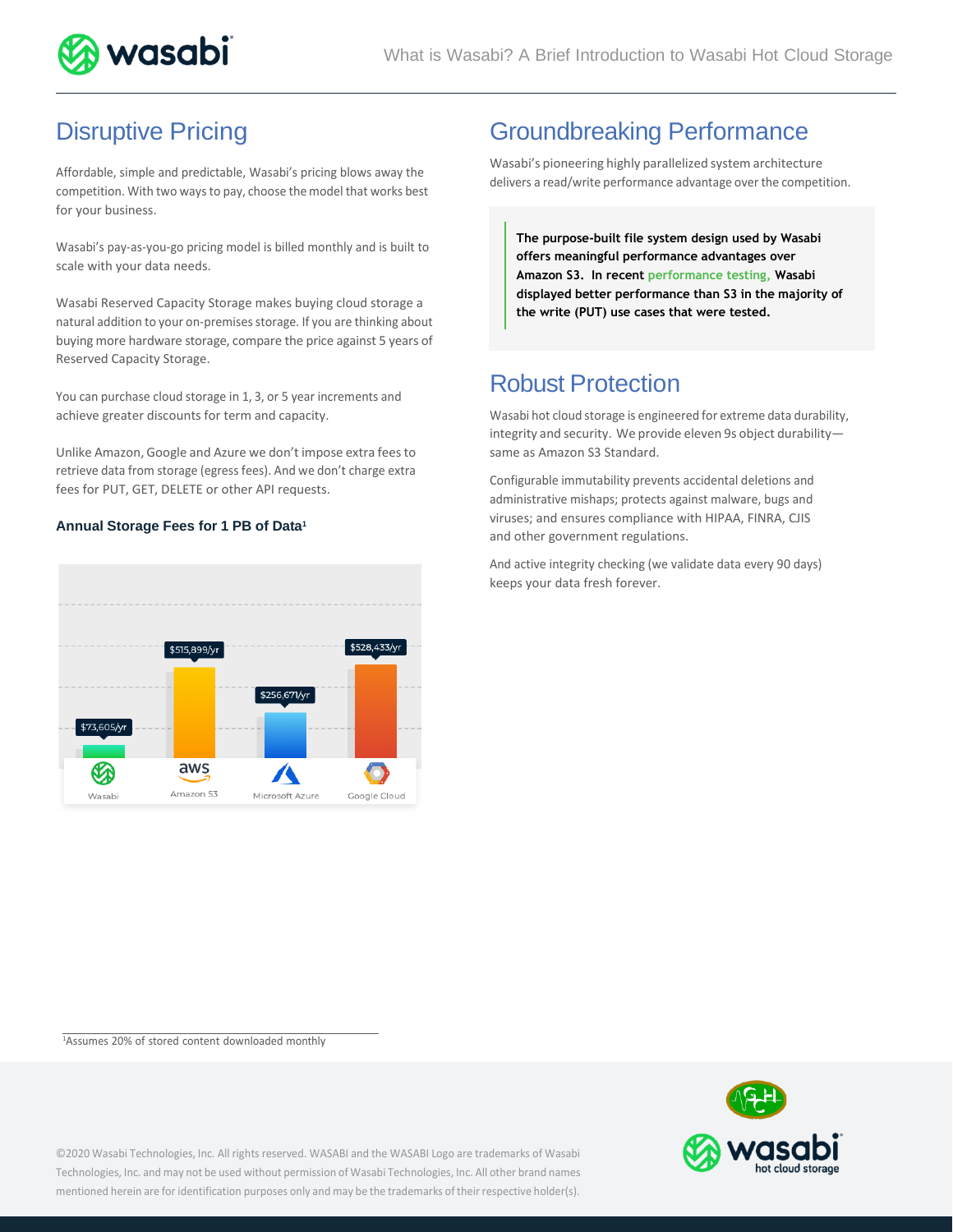## Disruptive Pricing

Affordable, simple and predictable, Wasabi's pricing blows away the competition. With two ways to pay, choose the model that works best for your business.

Wasabi's pay-as-you-go pricing model is billed monthly and is built to scale with your data needs.

Wasabi Reserved Capacity Storage makes buying cloud storage a natural addition to your on-premises storage. If you are thinking about buying more hardware storage, compare the price against 5 years of Reserved Capacity Storage.

You can purchase cloud storage in 1, 3, or 5 year increments and achieve greater discounts for term and capacity.

Unlike Amazon, Google and Azure we don't impose extra fees to retrieve data from storage (egress fees). And we don't charge extra fees for PUT, GET, DELETE or other API requests.

### Annual Storage Fees for 1 PB of Data[1]

$73,605/yr
Wasabi

$515,899/yr
Amazon S3

$256,671/yr
Microsoft Azure

$528,433/yr
Google Cloud

## Groundbreaking Performance

Wasabi's pioneering highly parallelized system architecture delivers a read/write performance advantage over the competition.

> **The purpose-built file system design used by Wasabi offers meaningful performance advantages over Amazon S3. In recent performance testing, Wasabi displayed better performance than S3 in the majority of the write (PUT) use cases that were tested.**

## Robust Protection

Wasabi hot cloud storage is engineered for extreme data durability, integrity and security. We provide eleven 9s object durability—same as Amazon S3 Standard.

Configurable immutability prevents accidental deletions and administrative mishaps; protects against malware, bugs and viruses; and ensures compliance with HIPAA, FINRA, CJIS and other government regulations.

And active integrity checking (we validate data every 90 days) keeps your data fresh forever.

[1]Assumes 20% of stored content downloaded monthly

©2020 Wasabi Technologies, Inc. All rights reserved. WASABI and the WASABI Logo are trademarks of Wasabi Technologies, Inc. and may not be used without permission of Wasabi Technologies, Inc. All other brand names mentioned herein are for identification purposes only and may be the trademarks of their respective holder(s).